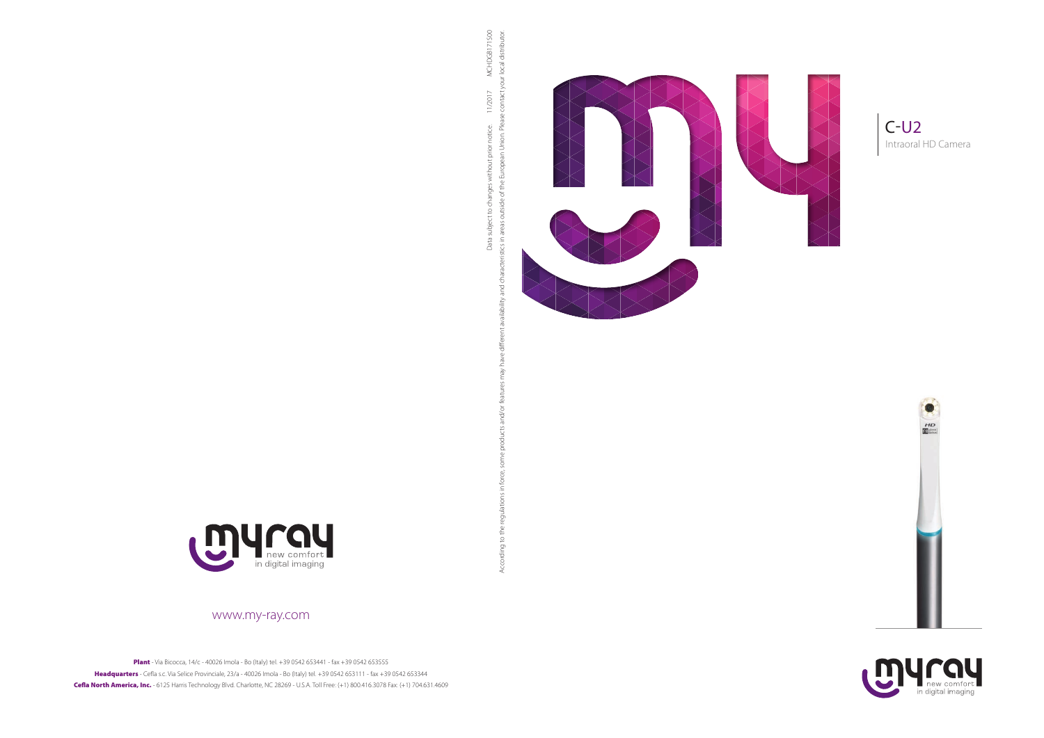# C-U2

Intraoral HD Camera

myray new comfort in digital imaging

Data subject to changes without prior notice. 11/2017 MCHDGB171500

According to the regulations in force, some products and/or features may have different availability and characteristics in areas outside of the European Union. Please contact your local distributor.

myray new comfort in digital imaging

www.my-ray.com

**Plant** - Via Bicocca, 14/c - 40026 Imola - Bo (Italy) tel. +39 0542 653441 - fax +39 0542 653555

**Headquarters** - Cefla s.c. Via Selice Provinciale, 23/a - 40026 Imola - Bo (Italy) tel. +39 0542 653111 - fax +39 0542 653344

**Cefla North America, Inc.** - 6125 Harris Technology Blvd. Charlotte, NC 28269 - U.S.A. Toll Free: (+1) 800.416.3078 Fax: (+1) 704.631.4609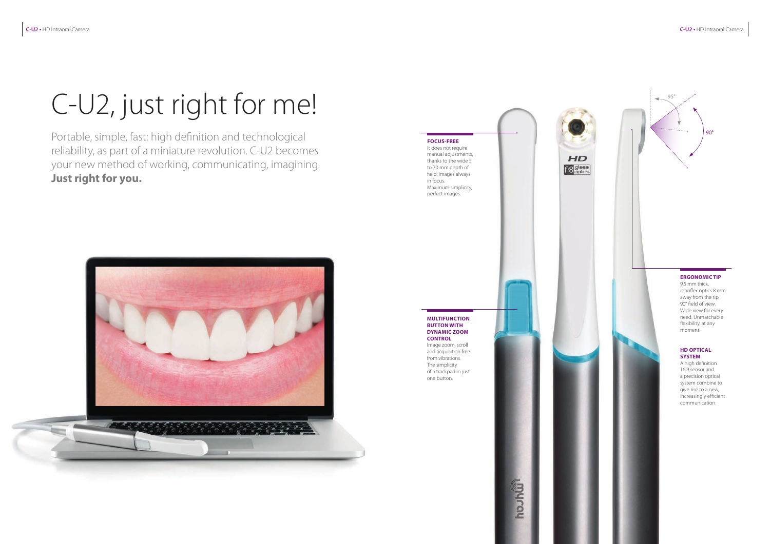# C-U2, just right for me!

Portable, simple, fast: high definition and technological reliability, as part of a miniature revolution. C-U2 becomes your new method of working, communicating, imagining. **Just right for you.**

**FOCUS-FREE**

It does not require manual adjustments, thanks to the wide 5 to 70 mm depth of field; images always in focus.
Maximum simplicity, perfect images.

**MULTIFUNCTION BUTTON WITH DYNAMIC ZOOM CONTROL**

Image zoom, scroll and acquisition free from vibrations.
The simplicity of a trackpad in just one button.

**ERGONOMIC TIP**

9.5 mm thick, retroflex optics 8 mm away from the tip, 90° field of view.
Wide view for every need. Unmatchable flexibility, at any moment.

**HD OPTICAL SYSTEM**

A high definition 16:9 sensor and a precision optical system combine to give rise to a new, increasingly efficient communication.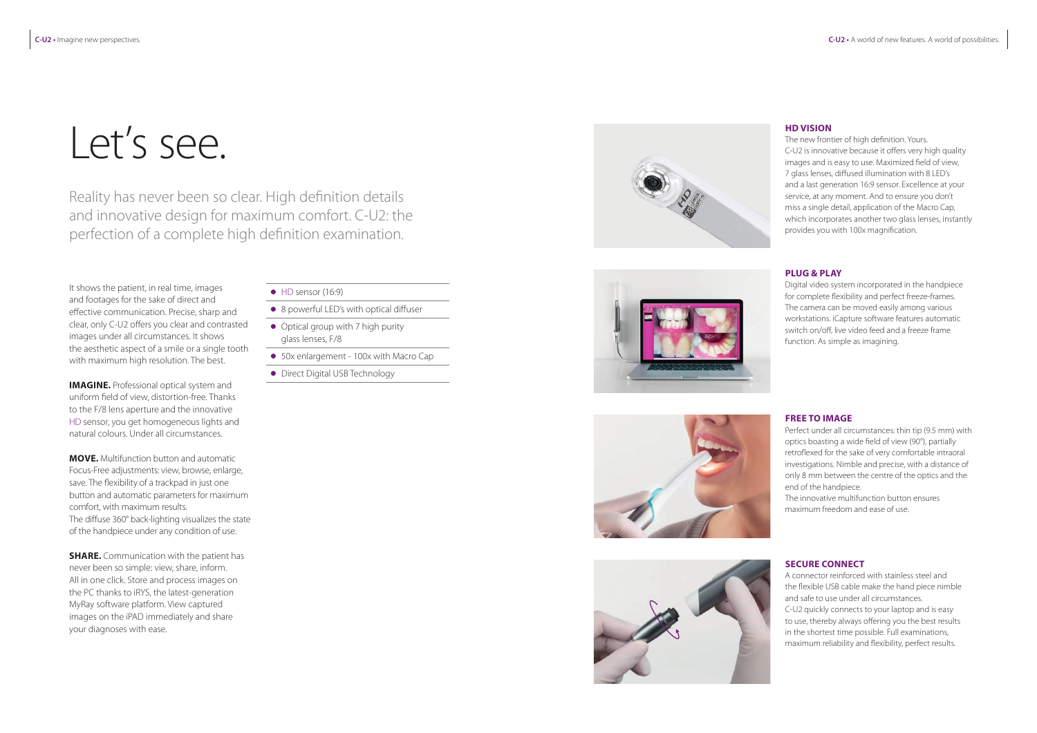# Let's see.

Reality has never been so clear. High definition details and innovative design for maximum comfort. C-U2: the perfection of a complete high definition examination.

It shows the patient, in real time, images and footages for the sake of direct and effective communication. Precise, sharp and clear, only C-U2 offers you clear and contrasted images under all circumstances. It shows the aesthetic aspect of a smile or a single tooth with maximum high resolution. The best.

**IMAGINE.** Professional optical system and uniform field of view, distortion-free. Thanks to the F/8 lens aperture and the innovative HD sensor, you get homogeneous lights and natural colours. Under all circumstances.

**MOVE.** Multifunction button and automatic Focus-Free adjustments: view, browse, enlarge, save. The flexibility of a trackpad in just one button and automatic parameters for maximum comfort, with maximum results.
The diffuse 360° back-lighting visualizes the state of the handpiece under any condition of use.

**SHARE.** Communication with the patient has never been so simple: view, share, inform. All in one click. Store and process images on the PC thanks to iRYS, the latest-generation MyRay software platform. View captured images on the iPAD immediately and share your diagnoses with ease.

- HD sensor (16:9)
- 8 powerful LED's with optical diffuser
- Optical group with 7 high purity glass lenses, F/8
- 50x enlargement - 100x with Macro Cap
- Direct Digital USB Technology

### HD VISION

The new frontier of high definition. Yours.
C-U2 is innovative because it offers very high quality images and is easy to use. Maximized field of view, 7 glass lenses, diffused illumination with 8 LED's and a last generation 16:9 sensor. Excellence at your service, at any moment. And to ensure you don't miss a single detail, application of the Macro Cap, which incorporates another two glass lenses, instantly provides you with 100x magnification.

### PLUG & PLAY

Digital video system incorporated in the handpiece for complete flexibility and perfect freeze-frames. The camera can be moved easily among various workstations. iCapture software features automatic switch on/off, live video feed and a freeze frame function. As simple as imagining.

### FREE TO IMAGE

Perfect under all circumstances: thin tip (9.5 mm) with optics boasting a wide field of view (90°), partially retroflexed for the sake of very comfortable intraoral investigations. Nimble and precise, with a distance of only 8 mm between the centre of the optics and the end of the handpiece.
The innovative multifunction button ensures maximum freedom and ease of use.

### SECURE CONNECT

A connector reinforced with stainless steel and the flexible USB cable make the hand piece nimble and safe to use under all circumstances.
C-U2 quickly connects to your laptop and is easy to use, thereby always offering you the best results in the shortest time possible. Full examinations, maximum reliability and flexibility, perfect results.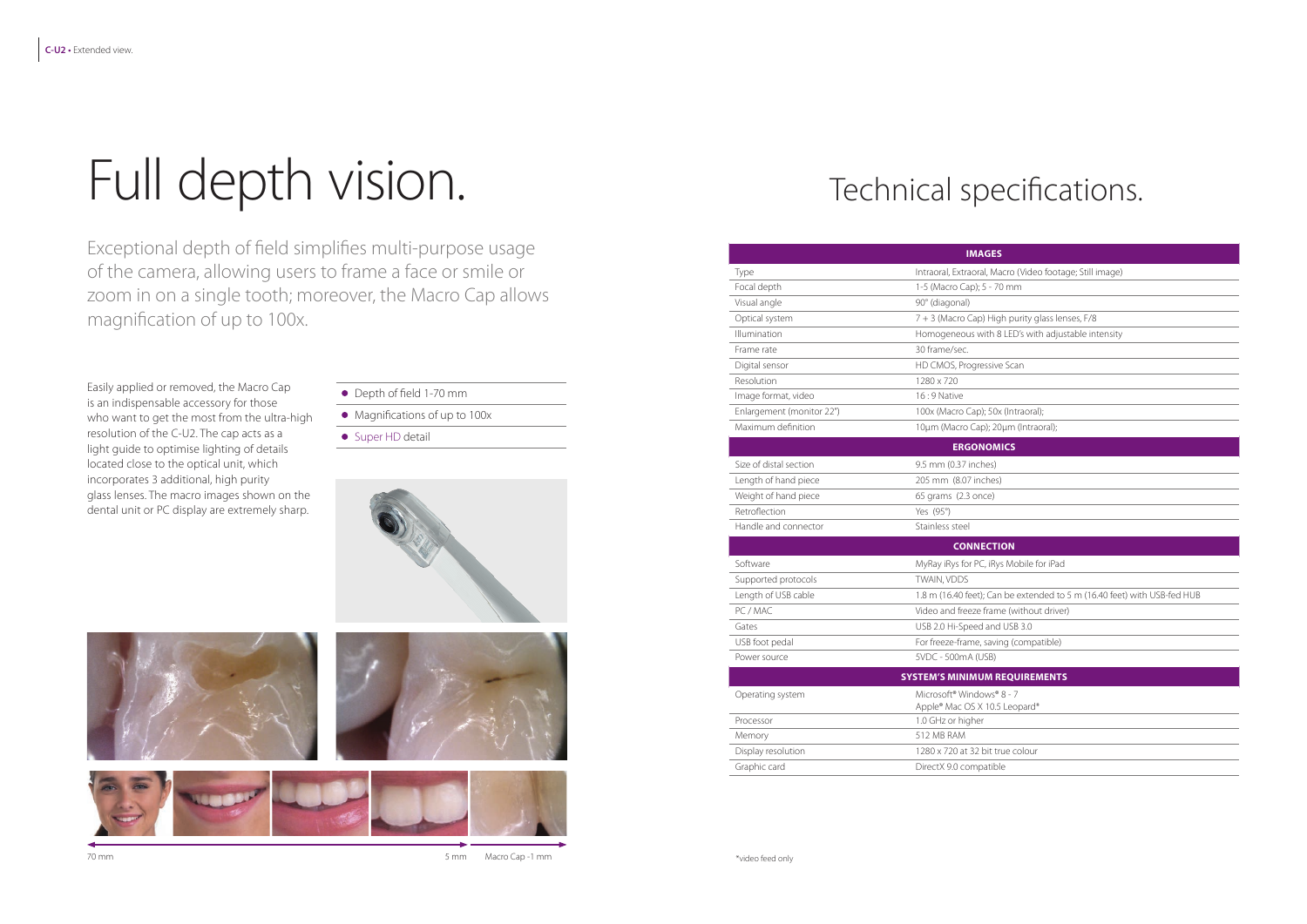# Full depth vision.

Exceptional depth of field simplifies multi-purpose usage of the camera, allowing users to frame a face or smile or zoom in on a single tooth; moreover, the Macro Cap allows magnification of up to 100x.

Easily applied or removed, the Macro Cap is an indispensable accessory for those who want to get the most from the ultra-high resolution of the C-U2. The cap acts as a light guide to optimise lighting of details located close to the optical unit, which incorporates 3 additional, high purity glass lenses. The macro images shown on the dental unit or PC display are extremely sharp.

- Depth of field 1-70 mm
- Magnifications of up to 100x
- Super HD detail

70 mm

5 mm

Macro Cap -1 mm

# Technical specifications.

| | |
|---|---|
| **IMAGES** | |
| Type | Intraoral, Extraoral, Macro (Video footage; Still image) |
| Focal depth | 1-5 (Macro Cap); 5 - 70 mm |
| Visual angle | 90° (diagonal) |
| Optical system | 7 + 3 (Macro Cap) High purity glass lenses, F/8 |
| Illumination | Homogeneous with 8 LED's with adjustable intensity |
| Frame rate | 30 frame/sec. |
| Digital sensor | HD CMOS, Progressive Scan |
| Resolution | 1280 x 720 |
| Image format, video | 16 : 9 Native |
| Enlargement (monitor 22") | 100x (Macro Cap); 50x (Intraoral); |
| Maximum definition | 10µm (Macro Cap); 20µm (Intraoral); |
| **ERGONOMICS** | |
| Size of distal section | 9.5 mm (0.37 inches) |
| Length of hand piece | 205 mm (8.07 inches) |
| Weight of hand piece | 65 grams (2.3 once) |
| Retroflection | Yes (95°) |
| Handle and connector | Stainless steel |
| **CONNECTION** | |
| Software | MyRay iRys for PC, iRys Mobile for iPad |
| Supported protocols | TWAIN, VDDS |
| Length of USB cable | 1.8 m (16.40 feet); Can be extended to 5 m (16.40 feet) with USB-fed HUB |
| PC / MAC | Video and freeze frame (without driver) |
| Gates | USB 2.0 Hi-Speed and USB 3.0 |
| USB foot pedal | For freeze-frame, saving (compatible) |
| Power source | 5VDC - 500mA (USB) |
| **SYSTEM'S MINIMUM REQUIREMENTS** | |
| Operating system | Microsoft® Windows® 8 - 7<br>Apple® Mac OS X 10.5 Leopard* |
| Processor | 1.0 GHz or higher |
| Memory | 512 MB RAM |
| Display resolution | 1280 x 720 at 32 bit true colour |
| Graphic card | DirectX 9.0 compatible |

*video feed only